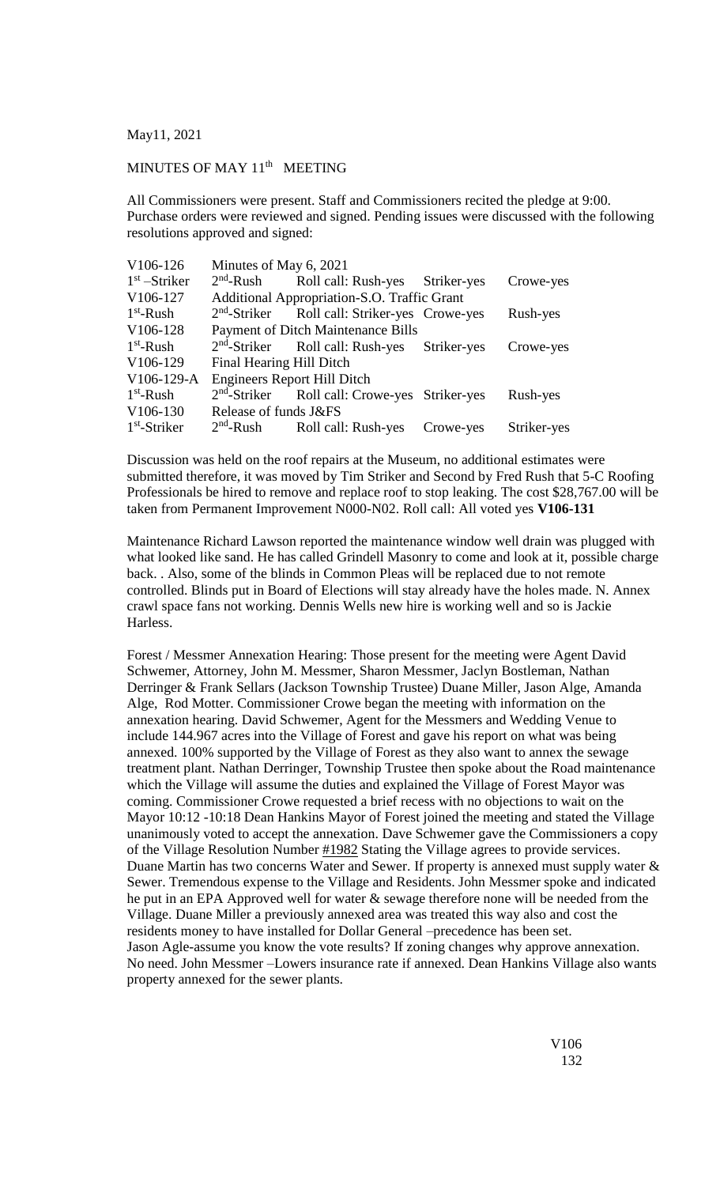May11, 2021

MINUTES OF MAY 11th MEETING

All Commissioners were present. Staff and Commissioners recited the pledge at 9:00. Purchase orders were reviewed and signed. Pending issues were discussed with the following resolutions approved and signed:

| | | | | |
|---|---|---|---|---|
| V106-126 | Minutes of May 6, 2021 | | | |
| 1st –Striker | 2nd-Rush | Roll call: Rush-yes | Striker-yes | Crowe-yes |
| V106-127 | Additional Appropriation-S.O. Traffic Grant | | | |
| 1st-Rush | 2nd-Striker | Roll call: Striker-yes | Crowe-yes | Rush-yes |
| V106-128 | Payment of Ditch Maintenance Bills | | | |
| 1st-Rush | 2nd-Striker | Roll call: Rush-yes | Striker-yes | Crowe-yes |
| V106-129 | Final Hearing Hill Ditch | | | |
| V106-129-A | Engineers Report Hill Ditch | | | |
| 1st-Rush | 2nd-Striker | Roll call: Crowe-yes | Striker-yes | Rush-yes |
| V106-130 | Release of funds J&FS | | | |
| 1st-Striker | 2nd-Rush | Roll call: Rush-yes | Crowe-yes | Striker-yes |

Discussion was held on the roof repairs at the Museum, no additional estimates were submitted therefore, it was moved by Tim Striker and Second by Fred Rush that 5-C Roofing Professionals be hired to remove and replace roof to stop leaking. The cost $28,767.00 will be taken from Permanent Improvement N000-N02. Roll call: All voted yes **V106-131**

Maintenance Richard Lawson reported the maintenance window well drain was plugged with what looked like sand. He has called Grindell Masonry to come and look at it, possible charge back. . Also, some of the blinds in Common Pleas will be replaced due to not remote controlled. Blinds put in Board of Elections will stay already have the holes made. N. Annex crawl space fans not working. Dennis Wells new hire is working well and so is Jackie Harless.

Forest / Messmer Annexation Hearing: Those present for the meeting were Agent David Schwemer, Attorney, John M. Messmer, Sharon Messmer, Jaclyn Bostleman, Nathan Derringer & Frank Sellars (Jackson Township Trustee) Duane Miller, Jason Alge, Amanda Alge, Rod Motter. Commissioner Crowe began the meeting with information on the annexation hearing. David Schwemer, Agent for the Messmers and Wedding Venue to include 144.967 acres into the Village of Forest and gave his report on what was being annexed. 100% supported by the Village of Forest as they also want to annex the sewage treatment plant. Nathan Derringer, Township Trustee then spoke about the Road maintenance which the Village will assume the duties and explained the Village of Forest Mayor was coming. Commissioner Crowe requested a brief recess with no objections to wait on the Mayor 10:12 -10:18 Dean Hankins Mayor of Forest joined the meeting and stated the Village unanimously voted to accept the annexation. Dave Schwemer gave the Commissioners a copy of the Village Resolution Number #1982 Stating the Village agrees to provide services. Duane Martin has two concerns Water and Sewer. If property is annexed must supply water & Sewer. Tremendous expense to the Village and Residents. John Messmer spoke and indicated he put in an EPA Approved well for water & sewage therefore none will be needed from the Village. Duane Miller a previously annexed area was treated this way also and cost the residents money to have installed for Dollar General –precedence has been set.
Jason Agle-assume you know the vote results? If zoning changes why approve annexation. No need. John Messmer –Lowers insurance rate if annexed. Dean Hankins Village also wants property annexed for the sewer plants.

V106
132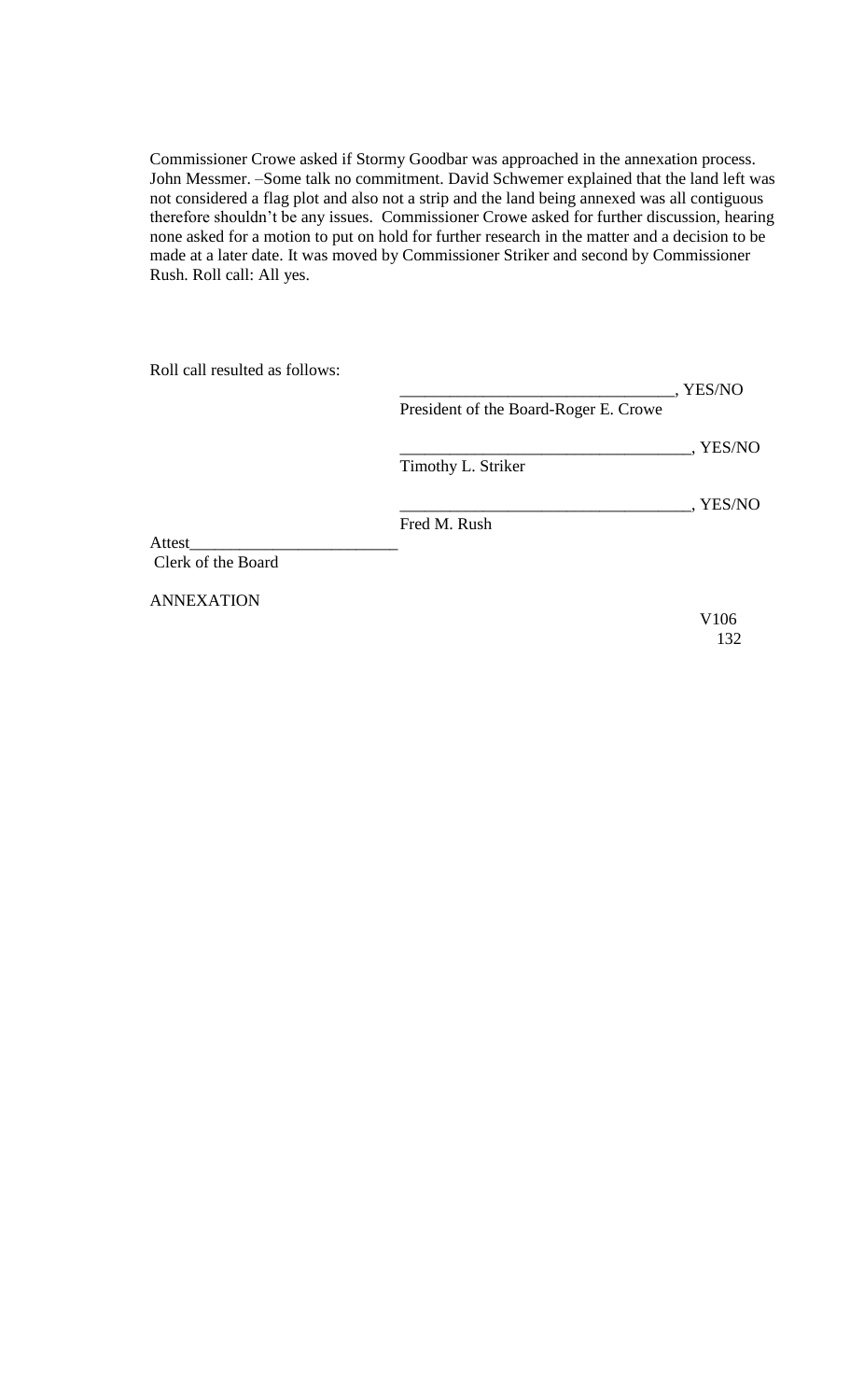Commissioner Crowe asked if Stormy Goodbar was approached in the annexation process. John Messmer. –Some talk no commitment. David Schwemer explained that the land left was not considered a flag plot and also not a strip and the land being annexed was all contiguous therefore shouldn't be any issues. Commissioner Crowe asked for further discussion, hearing none asked for a motion to put on hold for further research in the matter and a decision to be made at a later date. It was moved by Commissioner Striker and second by Commissioner Rush. Roll call: All yes.

Roll call resulted as follows:

________________________________, YES/NO
President of the Board-Roger E. Crowe

__________________________________, YES/NO
Timothy L. Striker

__________________________________, YES/NO
Fred M. Rush

Attest________________________
Clerk of the Board

ANNEXATION

V106
132